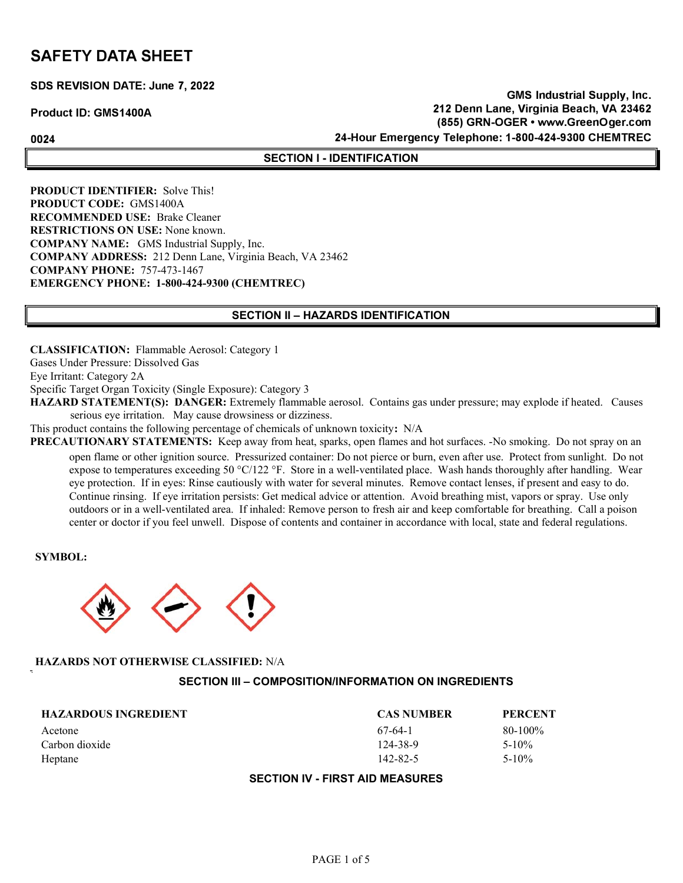# SAFETY DATA SHEET

**SDS REVISION DATE: June 7, 2022**

**Product ID: GMS1400A**

**0024**

**GMS Industrial Supply, Inc.**
**212 Denn Lane, Virginia Beach, VA 23462**
**(855) GRN-OGER • www.GreenOger.com**
**24-Hour Emergency Telephone: 1-800-424-9300 CHEMTREC**

## SECTION I - IDENTIFICATION

**PRODUCT IDENTIFIER:** Solve This!
**PRODUCT CODE:** GMS1400A
**RECOMMENDED USE:** Brake Cleaner
**RESTRICTIONS ON USE:** None known.
**COMPANY NAME:** GMS Industrial Supply, Inc.
**COMPANY ADDRESS:** 212 Denn Lane, Virginia Beach, VA 23462
**COMPANY PHONE:** 757-473-1467
**EMERGENCY PHONE: 1-800-424-9300 (CHEMTREC)**

## SECTION II – HAZARDS IDENTIFICATION

**CLASSIFICATION:** Flammable Aerosol: Category 1
Gases Under Pressure: Dissolved Gas
Eye Irritant: Category 2A
Specific Target Organ Toxicity (Single Exposure): Category 3

**HAZARD STATEMENT(S): DANGER:** Extremely flammable aerosol. Contains gas under pressure; may explode if heated. Causes serious eye irritation. May cause drowsiness or dizziness.

This product contains the following percentage of chemicals of unknown toxicity**:** N/A

**PRECAUTIONARY STATEMENTS:** Keep away from heat, sparks, open flames and hot surfaces. -No smoking. Do not spray on an open flame or other ignition source. Pressurized container: Do not pierce or burn, even after use. Protect from sunlight. Do not expose to temperatures exceeding 50 °C/122 °F. Store in a well-ventilated place. Wash hands thoroughly after handling. Wear eye protection. If in eyes: Rinse cautiously with water for several minutes. Remove contact lenses, if present and easy to do. Continue rinsing. If eye irritation persists: Get medical advice or attention. Avoid breathing mist, vapors or spray. Use only outdoors or in a well-ventilated area. If inhaled: Remove person to fresh air and keep comfortable for breathing. Call a poison center or doctor if you feel unwell. Dispose of contents and container in accordance with local, state and federal regulations.

**SYMBOL:**

**HAZARDS NOT OTHERWISE CLASSIFIED:** N/A

## SECTION III – COMPOSITION/INFORMATION ON INGREDIENTS

| HAZARDOUS INGREDIENT | CAS NUMBER | PERCENT |
|---|---|---|
| Acetone | 67-64-1 | 80-100% |
| Carbon dioxide | 124-38-9 | 5-10% |
| Heptane | 142-82-5 | 5-10% |

## SECTION IV - FIRST AID MEASURES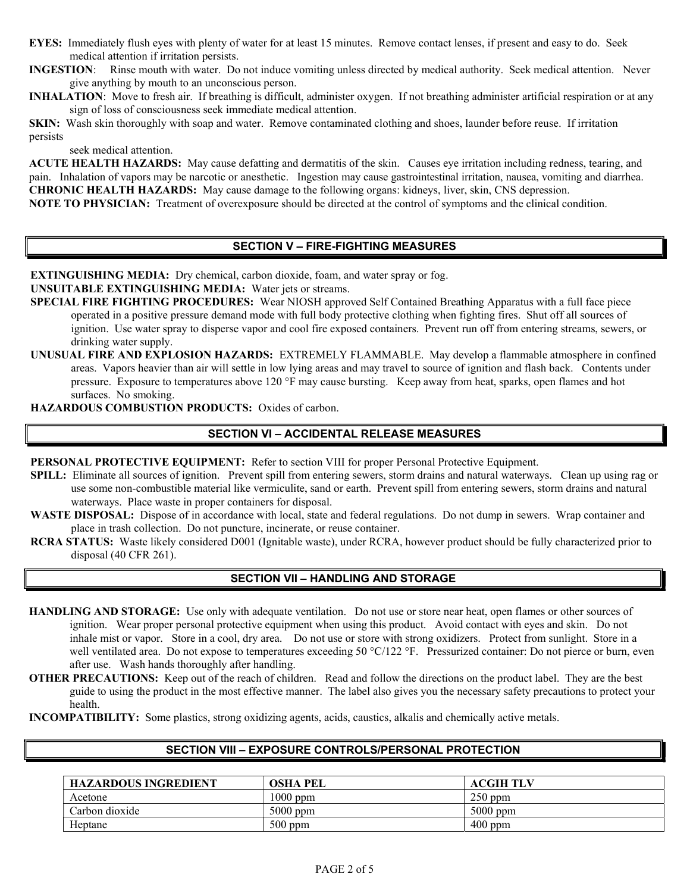**EYES:** Immediately flush eyes with plenty of water for at least 15 minutes. Remove contact lenses, if present and easy to do. Seek medical attention if irritation persists.

**INGESTION**: Rinse mouth with water. Do not induce vomiting unless directed by medical authority. Seek medical attention. Never give anything by mouth to an unconscious person.

**INHALATION**: Move to fresh air. If breathing is difficult, administer oxygen. If not breathing administer artificial respiration or at any sign of loss of consciousness seek immediate medical attention.

**SKIN:** Wash skin thoroughly with soap and water. Remove contaminated clothing and shoes, launder before reuse. If irritation persists seek medical attention.

**ACUTE HEALTH HAZARDS:** May cause defatting and dermatitis of the skin. Causes eye irritation including redness, tearing, and pain. Inhalation of vapors may be narcotic or anesthetic. Ingestion may cause gastrointestinal irritation, nausea, vomiting and diarrhea.

**CHRONIC HEALTH HAZARDS:** May cause damage to the following organs: kidneys, liver, skin, CNS depression.

**NOTE TO PHYSICIAN:** Treatment of overexposure should be directed at the control of symptoms and the clinical condition.

## SECTION V – FIRE-FIGHTING MEASURES

**EXTINGUISHING MEDIA:** Dry chemical, carbon dioxide, foam, and water spray or fog.

**UNSUITABLE EXTINGUISHING MEDIA:** Water jets or streams.

**SPECIAL FIRE FIGHTING PROCEDURES:** Wear NIOSH approved Self Contained Breathing Apparatus with a full face piece operated in a positive pressure demand mode with full body protective clothing when fighting fires. Shut off all sources of ignition. Use water spray to disperse vapor and cool fire exposed containers. Prevent run off from entering streams, sewers, or drinking water supply.

**UNUSUAL FIRE AND EXPLOSION HAZARDS:** EXTREMELY FLAMMABLE. May develop a flammable atmosphere in confined areas. Vapors heavier than air will settle in low lying areas and may travel to source of ignition and flash back. Contents under pressure. Exposure to temperatures above 120 °F may cause bursting. Keep away from heat, sparks, open flames and hot surfaces. No smoking.

**HAZARDOUS COMBUSTION PRODUCTS:** Oxides of carbon.

## SECTION VI – ACCIDENTAL RELEASE MEASURES

**PERSONAL PROTECTIVE EQUIPMENT:** Refer to section VIII for proper Personal Protective Equipment.

**SPILL:** Eliminate all sources of ignition. Prevent spill from entering sewers, storm drains and natural waterways. Clean up using rag or use some non-combustible material like vermiculite, sand or earth. Prevent spill from entering sewers, storm drains and natural waterways. Place waste in proper containers for disposal.

**WASTE DISPOSAL:** Dispose of in accordance with local, state and federal regulations. Do not dump in sewers. Wrap container and place in trash collection. Do not puncture, incinerate, or reuse container.

**RCRA STATUS:** Waste likely considered D001 (Ignitable waste), under RCRA, however product should be fully characterized prior to disposal (40 CFR 261).

## SECTION VII – HANDLING AND STORAGE

**HANDLING AND STORAGE:** Use only with adequate ventilation. Do not use or store near heat, open flames or other sources of ignition. Wear proper personal protective equipment when using this product. Avoid contact with eyes and skin. Do not inhale mist or vapor. Store in a cool, dry area. Do not use or store with strong oxidizers. Protect from sunlight. Store in a well ventilated area. Do not expose to temperatures exceeding 50 °C/122 °F. Pressurized container: Do not pierce or burn, even after use. Wash hands thoroughly after handling.

**OTHER PRECAUTIONS:** Keep out of the reach of children. Read and follow the directions on the product label. They are the best guide to using the product in the most effective manner. The label also gives you the necessary safety precautions to protect your health.

**INCOMPATIBILITY:** Some plastics, strong oxidizing agents, acids, caustics, alkalis and chemically active metals.

## SECTION VIII – EXPOSURE CONTROLS/PERSONAL PROTECTION

| HAZARDOUS INGREDIENT | OSHA PEL | ACGIH TLV |
|---|---|---|
| Acetone | 1000 ppm | 250 ppm |
| Carbon dioxide | 5000 ppm | 5000 ppm |
| Heptane | 500 ppm | 400 ppm |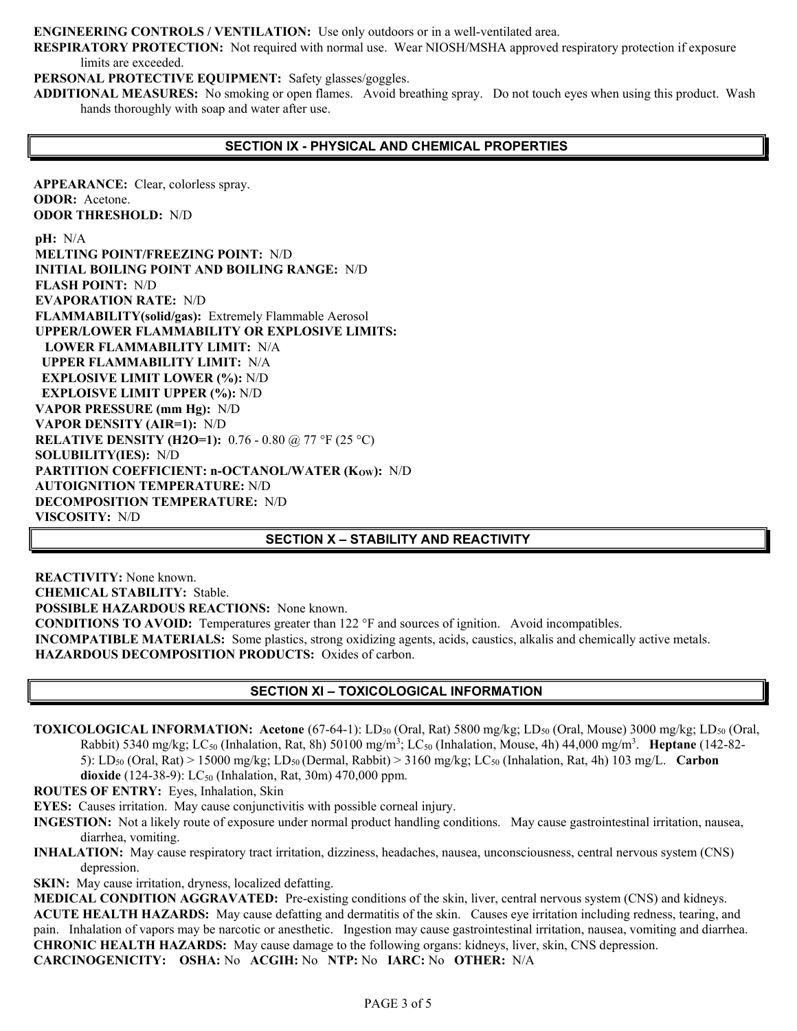**ENGINEERING CONTROLS / VENTILATION:** Use only outdoors or in a well-ventilated area.

**RESPIRATORY PROTECTION:** Not required with normal use. Wear NIOSH/MSHA approved respiratory protection if exposure limits are exceeded.

**PERSONAL PROTECTIVE EQUIPMENT:** Safety glasses/goggles.

**ADDITIONAL MEASURES:** No smoking or open flames. Avoid breathing spray. Do not touch eyes when using this product. Wash hands thoroughly with soap and water after use.

## SECTION IX - PHYSICAL AND CHEMICAL PROPERTIES

**APPEARANCE:** Clear, colorless spray.
**ODOR:** Acetone.
**ODOR THRESHOLD:** N/D

**pH:** N/A
**MELTING POINT/FREEZING POINT:** N/D
**INITIAL BOILING POINT AND BOILING RANGE:** N/D
**FLASH POINT:** N/D
**EVAPORATION RATE:** N/D
**FLAMMABILITY(solid/gas):** Extremely Flammable Aerosol
**UPPER/LOWER FLAMMABILITY OR EXPLOSIVE LIMITS:**
**LOWER FLAMMABILITY LIMIT:** N/A
**UPPER FLAMMABILITY LIMIT:** N/A
**EXPLOSIVE LIMIT LOWER (%):** N/D
**EXPLOISVE LIMIT UPPER (%):** N/D
**VAPOR PRESSURE (mm Hg):** N/D
**VAPOR DENSITY (AIR=1):** N/D
**RELATIVE DENSITY (H2O=1):** 0.76 - 0.80 @ 77 °F (25 °C)
**SOLUBILITY(IES):** N/D
**PARTITION COEFFICIENT: n-OCTANOL/WATER ($K_{OW}$):** N/D
**AUTOIGNITION TEMPERATURE:** N/D
**DECOMPOSITION TEMPERATURE:** N/D
**VISCOSITY:** N/D

## SECTION X – STABILITY AND REACTIVITY

**REACTIVITY:** None known.
**CHEMICAL STABILITY:** Stable.
**POSSIBLE HAZARDOUS REACTIONS:** None known.
**CONDITIONS TO AVOID:** Temperatures greater than 122 °F and sources of ignition. Avoid incompatibles.
**INCOMPATIBLE MATERIALS:** Some plastics, strong oxidizing agents, acids, caustics, alkalis and chemically active metals.
**HAZARDOUS DECOMPOSITION PRODUCTS:** Oxides of carbon.

## SECTION XI – TOXICOLOGICAL INFORMATION

**TOXICOLOGICAL INFORMATION:** **Acetone** (67-64-1): $LD_{50}$ (Oral, Rat) 5800 mg/kg; $LD_{50}$ (Oral, Mouse) 3000 mg/kg; $LD_{50}$ (Oral, Rabbit) 5340 mg/kg; $LC_{50}$ (Inhalation, Rat, 8h) 50100 mg/m$^3$; $LC_{50}$ (Inhalation, Mouse, 4h) 44,000 mg/m$^3$. **Heptane** (142-82-5): $LD_{50}$ (Oral, Rat) > 15000 mg/kg; $LD_{50}$ (Dermal, Rabbit) > 3160 mg/kg; $LC_{50}$ (Inhalation, Rat, 4h) 103 mg/L. **Carbon dioxide** (124-38-9): $LC_{50}$ (Inhalation, Rat, 30m) 470,000 ppm.

**ROUTES OF ENTRY:** Eyes, Inhalation, Skin

**EYES:** Causes irritation. May cause conjunctivitis with possible corneal injury.

**INGESTION:** Not a likely route of exposure under normal product handling conditions. May cause gastrointestinal irritation, nausea, diarrhea, vomiting.

**INHALATION:** May cause respiratory tract irritation, dizziness, headaches, nausea, unconsciousness, central nervous system (CNS) depression.

**SKIN:** May cause irritation, dryness, localized defatting.

**MEDICAL CONDITION AGGRAVATED:** Pre-existing conditions of the skin, liver, central nervous system (CNS) and kidneys.

**ACUTE HEALTH HAZARDS:** May cause defatting and dermatitis of the skin. Causes eye irritation including redness, tearing, and pain. Inhalation of vapors may be narcotic or anesthetic. Ingestion may cause gastrointestinal irritation, nausea, vomiting and diarrhea.

**CHRONIC HEALTH HAZARDS:** May cause damage to the following organs: kidneys, liver, skin, CNS depression.

**CARCINOGENICITY:** **OSHA:** No **ACGIH:** No **NTP:** No **IARC:** No **OTHER:** N/A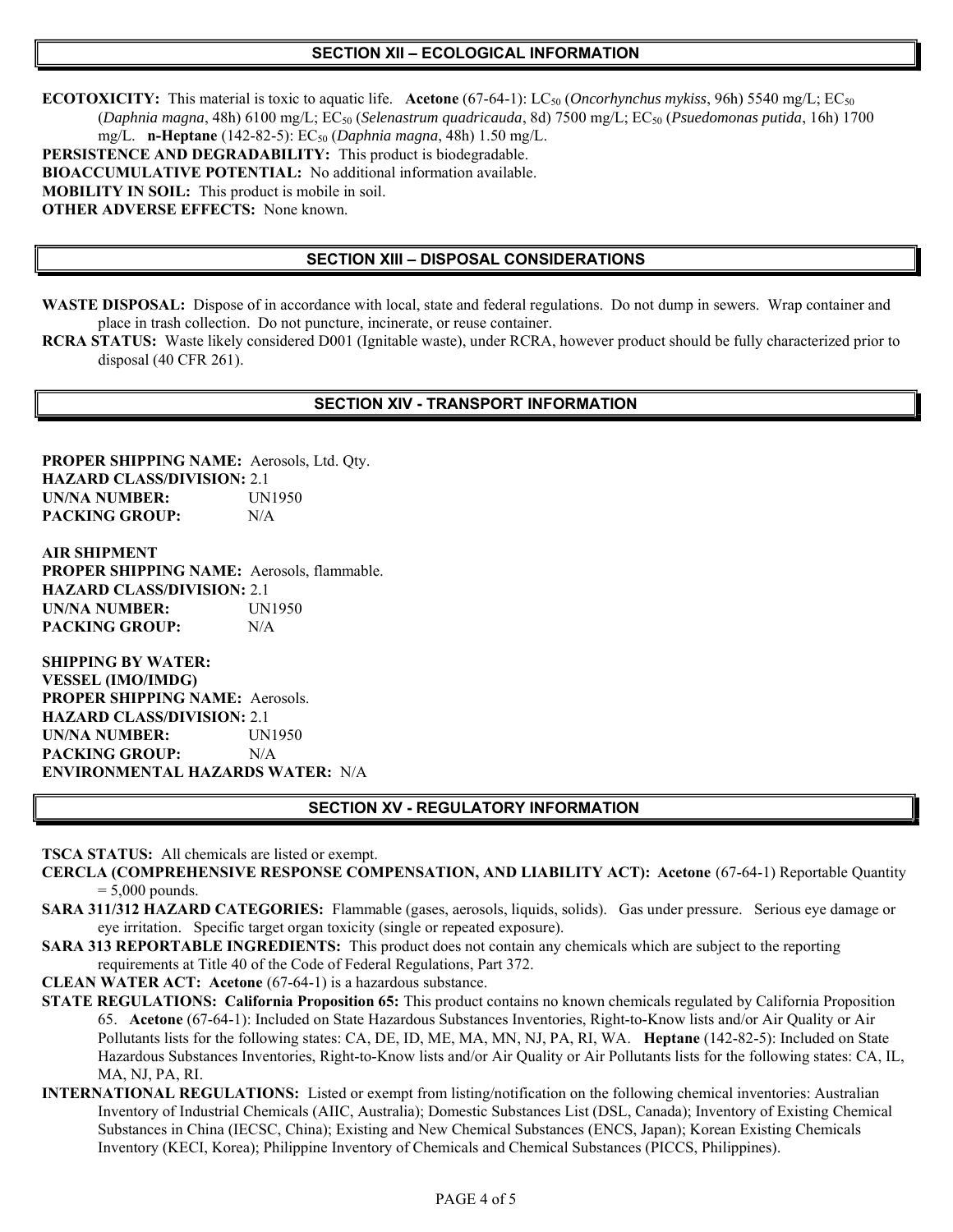## SECTION XII – ECOLOGICAL INFORMATION

**ECOTOXICITY:** This material is toxic to aquatic life. **Acetone** (67-64-1): $LC_{50}$ (*Oncorhynchus mykiss*, 96h) 5540 mg/L; $EC_{50}$ (*Daphnia magna*, 48h) 6100 mg/L; $EC_{50}$ (*Selenastrum quadricauda*, 8d) 7500 mg/L; $EC_{50}$ (*Psuedomonas putida*, 16h) 1700 mg/L. **n-Heptane** (142-82-5): $EC_{50}$ (*Daphnia magna*, 48h) 1.50 mg/L.

**PERSISTENCE AND DEGRADABILITY:** This product is biodegradable.

**BIOACCUMULATIVE POTENTIAL:** No additional information available.

**MOBILITY IN SOIL:** This product is mobile in soil.

**OTHER ADVERSE EFFECTS:** None known.

## SECTION XIII – DISPOSAL CONSIDERATIONS

**WASTE DISPOSAL:** Dispose of in accordance with local, state and federal regulations. Do not dump in sewers. Wrap container and place in trash collection. Do not puncture, incinerate, or reuse container.

**RCRA STATUS:** Waste likely considered D001 (Ignitable waste), under RCRA, however product should be fully characterized prior to disposal (40 CFR 261).

## SECTION XIV - TRANSPORT INFORMATION

**PROPER SHIPPING NAME:** Aerosols, Ltd. Qty.
**HAZARD CLASS/DIVISION:** 2.1
**UN/NA NUMBER:** UN1950
**PACKING GROUP:** N/A

**AIR SHIPMENT**
**PROPER SHIPPING NAME:** Aerosols, flammable.
**HAZARD CLASS/DIVISION:** 2.1
**UN/NA NUMBER:** UN1950
**PACKING GROUP:** N/A

**SHIPPING BY WATER:**
**VESSEL (IMO/IMDG)**
**PROPER SHIPPING NAME:** Aerosols.
**HAZARD CLASS/DIVISION:** 2.1
**UN/NA NUMBER:** UN1950
**PACKING GROUP:** N/A
**ENVIRONMENTAL HAZARDS WATER:** N/A

## SECTION XV - REGULATORY INFORMATION

**TSCA STATUS:** All chemicals are listed or exempt.

**CERCLA (COMPREHENSIVE RESPONSE COMPENSATION, AND LIABILITY ACT): Acetone** (67-64-1) Reportable Quantity = 5,000 pounds.

**SARA 311/312 HAZARD CATEGORIES:** Flammable (gases, aerosols, liquids, solids). Gas under pressure. Serious eye damage or eye irritation. Specific target organ toxicity (single or repeated exposure).

**SARA 313 REPORTABLE INGREDIENTS:** This product does not contain any chemicals which are subject to the reporting requirements at Title 40 of the Code of Federal Regulations, Part 372.

**CLEAN WATER ACT: Acetone** (67-64-1) is a hazardous substance.

**STATE REGULATIONS: California Proposition 65:** This product contains no known chemicals regulated by California Proposition 65. **Acetone** (67-64-1): Included on State Hazardous Substances Inventories, Right-to-Know lists and/or Air Quality or Air Pollutants lists for the following states: CA, DE, ID, ME, MA, MN, NJ, PA, RI, WA. **Heptane** (142-82-5): Included on State Hazardous Substances Inventories, Right-to-Know lists and/or Air Quality or Air Pollutants lists for the following states: CA, IL, MA, NJ, PA, RI.

**INTERNATIONAL REGULATIONS:** Listed or exempt from listing/notification on the following chemical inventories: Australian Inventory of Industrial Chemicals (AIIC, Australia); Domestic Substances List (DSL, Canada); Inventory of Existing Chemical Substances in China (IECSC, China); Existing and New Chemical Substances (ENCS, Japan); Korean Existing Chemicals Inventory (KECI, Korea); Philippine Inventory of Chemicals and Chemical Substances (PICCS, Philippines).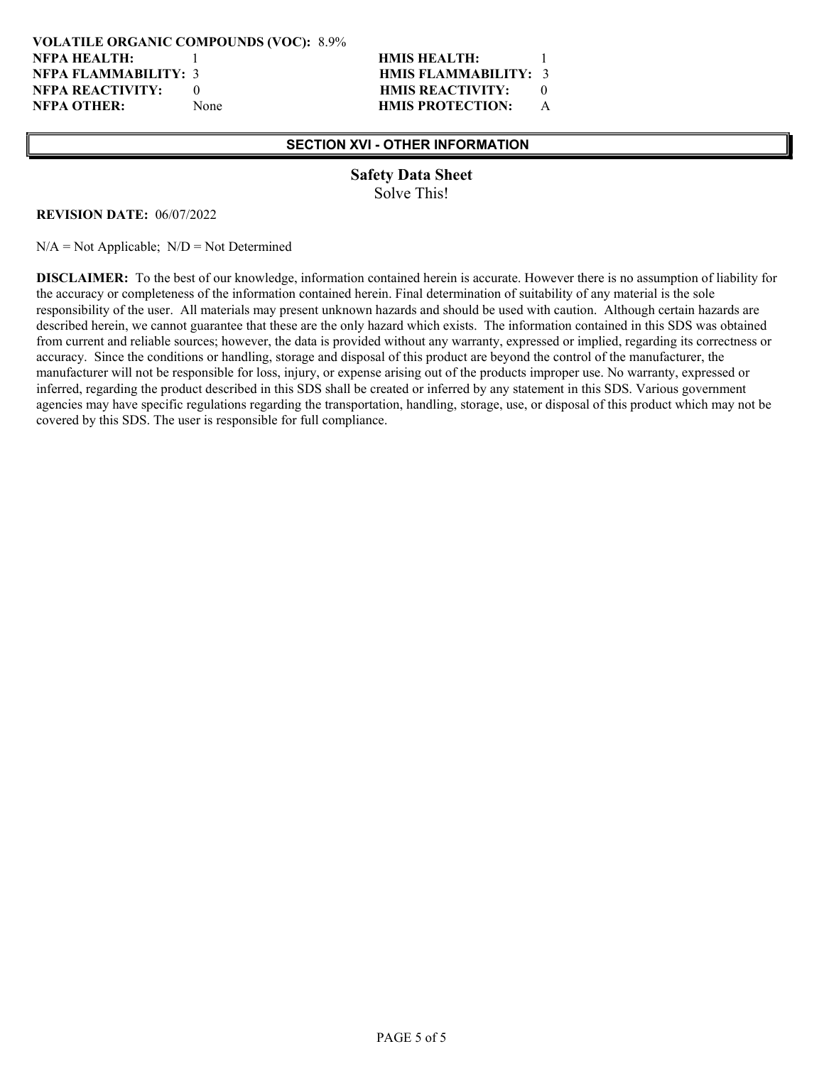**VOLATILE ORGANIC COMPOUNDS (VOC):** 8.9%

| | | | |
|---|---|---|---|
| **NFPA HEALTH:** | 1 | **HMIS HEALTH:** | 1 |
| **NFPA FLAMMABILITY:** | 3 | **HMIS FLAMMABILITY:** | 3 |
| **NFPA REACTIVITY:** | 0 | **HMIS REACTIVITY:** | 0 |
| **NFPA OTHER:** | None | **HMIS PROTECTION:** | A |

## SECTION XVI - OTHER INFORMATION

**Safety Data Sheet**
Solve This!

**REVISION DATE:** 06/07/2022

N/A = Not Applicable; N/D = Not Determined

**DISCLAIMER:** To the best of our knowledge, information contained herein is accurate. However there is no assumption of liability for the accuracy or completeness of the information contained herein. Final determination of suitability of any material is the sole responsibility of the user. All materials may present unknown hazards and should be used with caution. Although certain hazards are described herein, we cannot guarantee that these are the only hazard which exists. The information contained in this SDS was obtained from current and reliable sources; however, the data is provided without any warranty, expressed or implied, regarding its correctness or accuracy. Since the conditions or handling, storage and disposal of this product are beyond the control of the manufacturer, the manufacturer will not be responsible for loss, injury, or expense arising out of the products improper use. No warranty, expressed or inferred, regarding the product described in this SDS shall be created or inferred by any statement in this SDS. Various government agencies may have specific regulations regarding the transportation, handling, storage, use, or disposal of this product which may not be covered by this SDS. The user is responsible for full compliance.